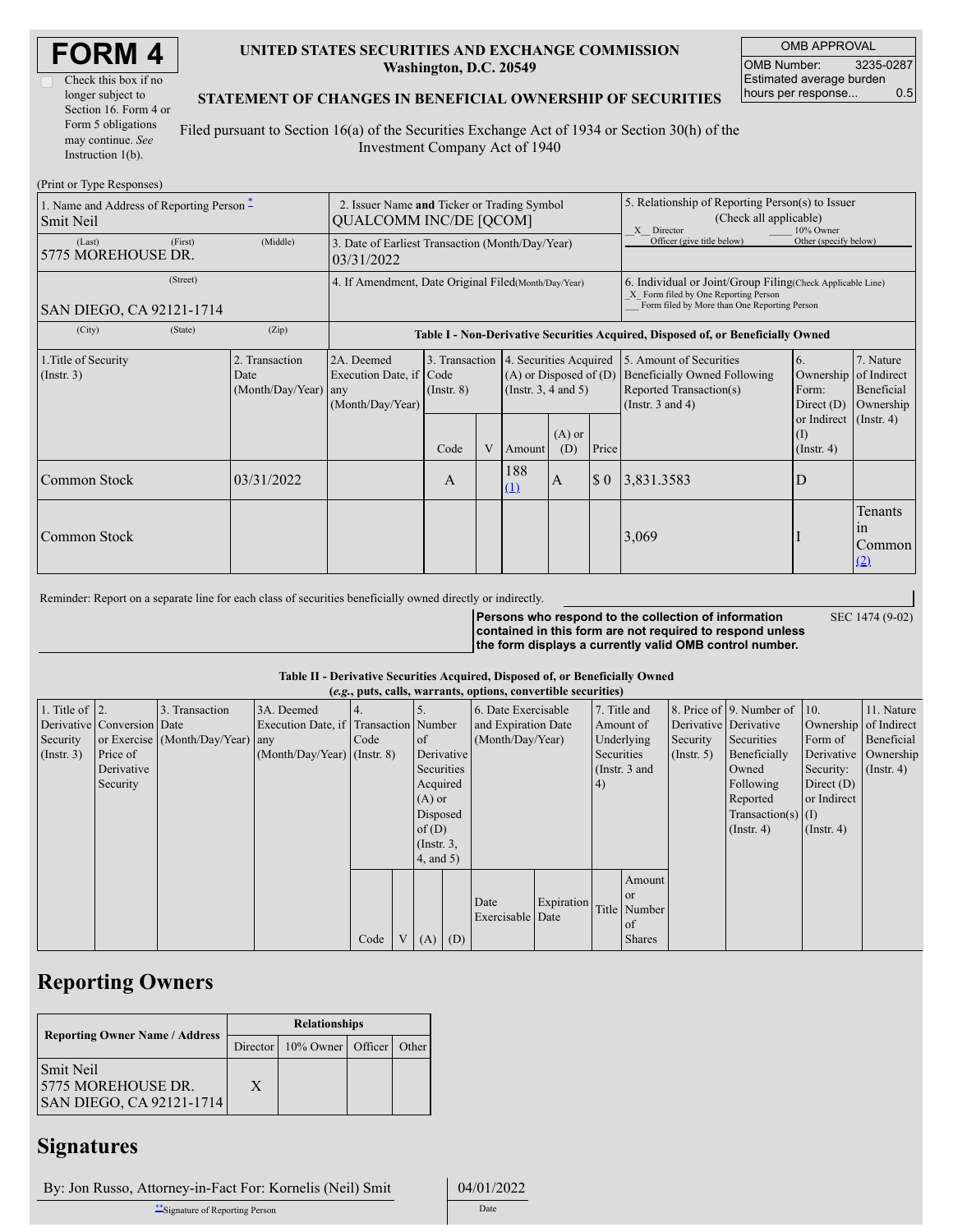# FORM 4

Check this box if no longer subject to Section 16. Form 4 or Form 5 obligations may continue. *See* Instruction 1(b).

**UNITED STATES SECURITIES AND EXCHANGE COMMISSION**
**Washington, D.C. 20549**

**STATEMENT OF CHANGES IN BENEFICIAL OWNERSHIP OF SECURITIES**

Filed pursuant to Section 16(a) of the Securities Exchange Act of 1934 or Section 30(h) of the Investment Company Act of 1940

| OMB APPROVAL | |
|---|---|
| OMB Number: | 3235-0287 |
| Estimated average burden hours per response... | 0.5 |

(Print or Type Responses)

| 1. Name and Address of Reporting Person * | 2. Issuer Name **and** Ticker or Trading Symbol | 5. Relationship of Reporting Person(s) to Issuer (Check all applicable) |
|---|---|---|
| Smit Neil | QUALCOMM INC/DE [QCOM] | _X_ Director ___ 10% Owner ___ Officer (give title below) ___ Other (specify below) |
| (Last) (First) (Middle) 5775 MOREHOUSE DR. | 3. Date of Earliest Transaction (Month/Day/Year) 03/31/2022 | |
| (Street) SAN DIEGO, CA 92121-1714 | 4. If Amendment, Date Original Filed (Month/Day/Year) | 6. Individual or Joint/Group Filing (Check Applicable Line) _X_ Form filed by One Reporting Person ___ Form filed by More than One Reporting Person |
| (City) (State) (Zip) | | |

**Table I - Non-Derivative Securities Acquired, Disposed of, or Beneficially Owned**

| 1.Title of Security (Instr. 3) | 2. Transaction Date (Month/Day/Year) | 2A. Deemed Execution Date, if any (Month/Day/Year) | 3. Transaction Code (Instr. 8) | | 4. Securities Acquired (A) or Disposed of (D) (Instr. 3, 4 and 5) | | | 5. Amount of Securities Beneficially Owned Following Reported Transaction(s) (Instr. 3 and 4) | 6. Ownership Form: Direct (D) or Indirect (I) (Instr. 4) | 7. Nature of Indirect Beneficial Ownership (Instr. 4) |
|---|---|---|---|---|---|---|---|---|---|---|
| | | | Code | V | Amount | (A) or (D) | Price | | | |
| Common Stock | 03/31/2022 | | A | | 188 (1) | A | $ 0 | 3,831.3583 | D | |
| Common Stock | | | | | | | | 3,069 | I | Tenants in Common (2) |

Reminder: Report on a separate line for each class of securities beneficially owned directly or indirectly.

**Persons who respond to the collection of information contained in this form are not required to respond unless the form displays a currently valid OMB control number.**

SEC 1474 (9-02)

**Table II - Derivative Securities Acquired, Disposed of, or Beneficially Owned**
**(*e.g.*, puts, calls, warrants, options, convertible securities)**

| 1. Title of Derivative Security (Instr. 3) | 2. Conversion or Exercise Price of Derivative Security | 3. Transaction Date (Month/Day/Year) | 3A. Deemed Execution Date, if any (Month/Day/Year) | 4. Transaction Code (Instr. 8) | | 5. Number of Derivative Securities Acquired (A) or Disposed of (D) (Instr. 3, 4, and 5) | | 6. Date Exercisable and Expiration Date (Month/Day/Year) | | 7. Title and Amount of Underlying Securities (Instr. 3 and 4) | | 8. Price of Derivative Security (Instr. 5) | 9. Number of Derivative Securities Beneficially Owned Following Reported Transaction(s) (Instr. 4) | 10. Ownership Form of Derivative Security: Direct (D) or Indirect (I) (Instr. 4) | 11. Nature of Indirect Beneficial Ownership (Instr. 4) |
|---|---|---|---|---|---|---|---|---|---|---|---|---|---|---|---|
| | | | | Code | V | (A) | (D) | Date Exercisable | Expiration Date | Title | Amount or Number of Shares | | | | |

## Reporting Owners

| Reporting Owner Name / Address | Relationships | | | |
|---|---|---|---|---|
| | Director | 10% Owner | Officer | Other |
| Smit Neil 5775 MOREHOUSE DR. SAN DIEGO, CA 92121-1714 | X | | | |

## Signatures

| By: Jon Russo, Attorney-in-Fact For: Kornelis (Neil) Smit | 04/01/2022 |
|---|---|
| **Signature of Reporting Person | Date |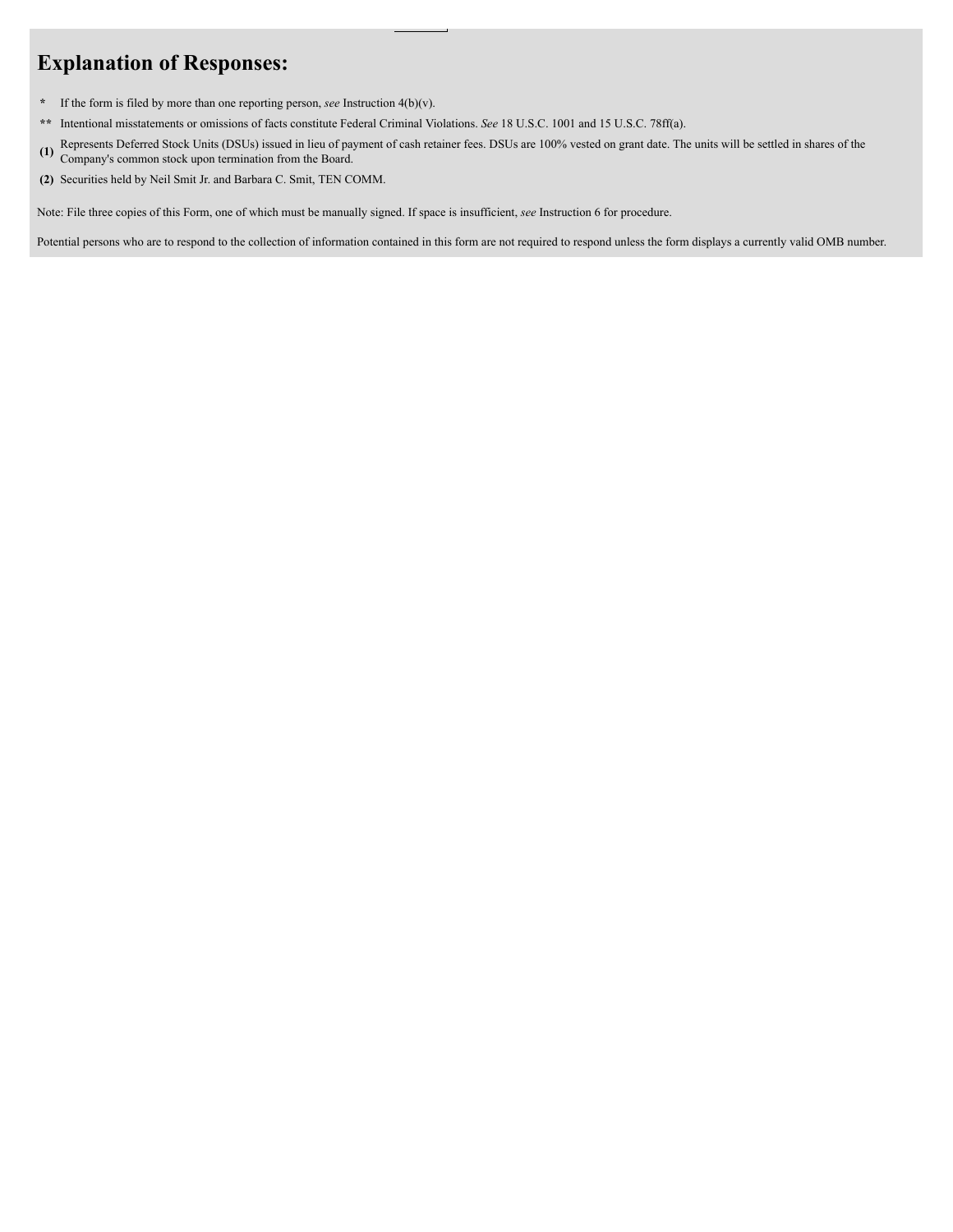## Explanation of Responses:

**\*** If the form is filed by more than one reporting person, *see* Instruction 4(b)(v).

**\*\*** Intentional misstatements or omissions of facts constitute Federal Criminal Violations. *See* 18 U.S.C. 1001 and 15 U.S.C. 78ff(a).

**(1)** Represents Deferred Stock Units (DSUs) issued in lieu of payment of cash retainer fees. DSUs are 100% vested on grant date. The units will be settled in shares of the Company's common stock upon termination from the Board.

**(2)** Securities held by Neil Smit Jr. and Barbara C. Smit, TEN COMM.

Note: File three copies of this Form, one of which must be manually signed. If space is insufficient, *see* Instruction 6 for procedure.

Potential persons who are to respond to the collection of information contained in this form are not required to respond unless the form displays a currently valid OMB number.